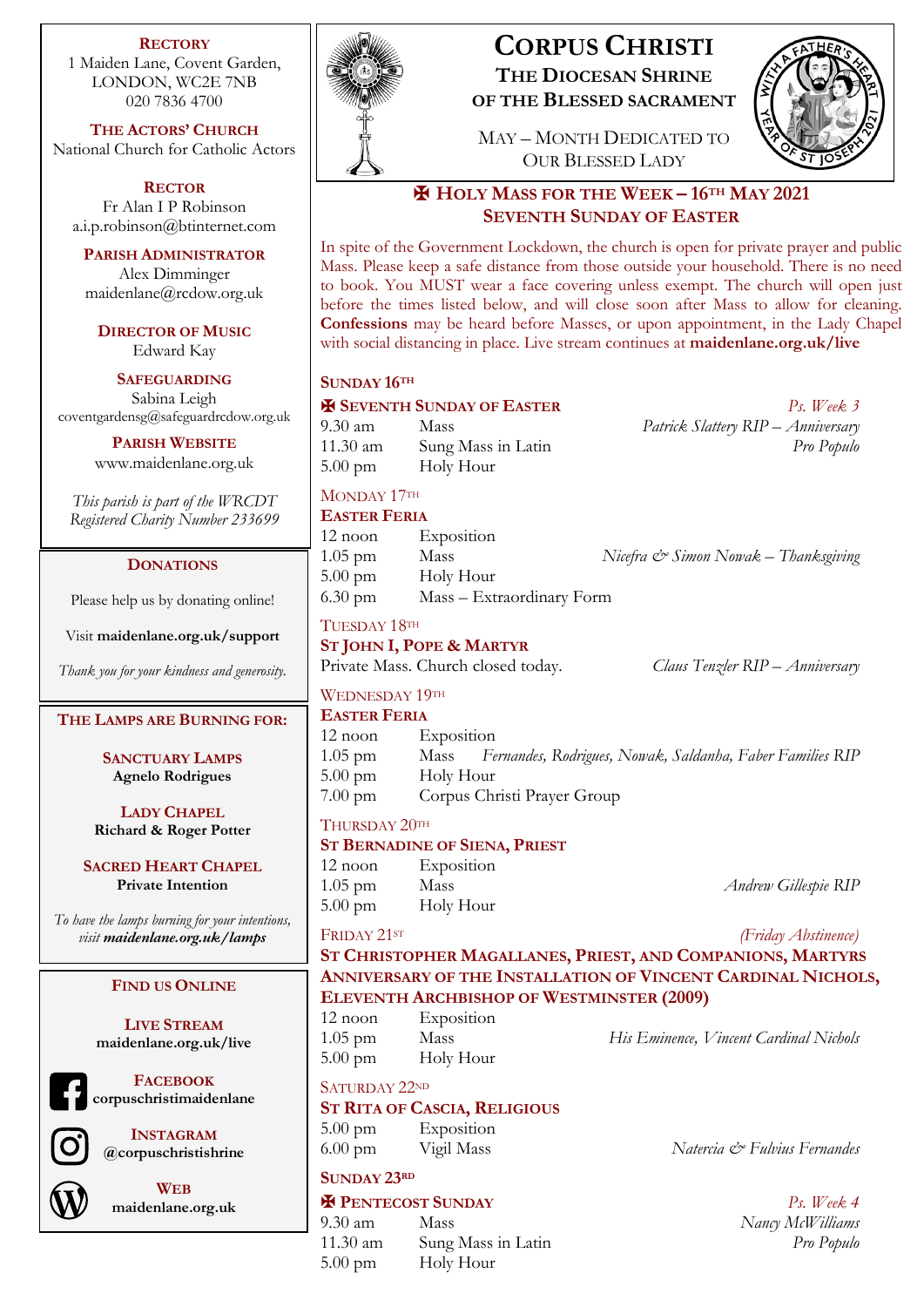**RECTORY**
1 Maiden Lane, Covent Garden,
LONDON, WC2E 7NB
020 7836 4700

**THE ACTORS' CHURCH**
National Church for Catholic Actors

**RECTOR**
Fr Alan I P Robinson
a.i.p.robinson@btinternet.com

**PARISH ADMINISTRATOR**
Alex Dimminger
maidenlane@rcdow.org.uk

**DIRECTOR OF MUSIC**
Edward Kay

**SAFEGUARDING**
Sabina Leigh
coventgardensg@safeguardrcdow.org.uk

**PARISH WEBSITE**
www.maidenlane.org.uk

*This parish is part of the WRCDT Registered Charity Number 233699*

**DONATIONS**

Please help us by donating online!

Visit **maidenlane.org.uk/support**

*Thank you for your kindness and generosity.*

**THE LAMPS ARE BURNING FOR:**

**SANCTUARY LAMPS**
**Agnelo Rodrigues**

**LADY CHAPEL**
**Richard & Roger Potter**

**SACRED HEART CHAPEL**
**Private Intention**

*To have the lamps burning for your intentions, visit **maidenlane.org.uk/lamps***

**FIND US ONLINE**

**LIVE STREAM**
**maidenlane.org.uk/live**

**FACEBOOK**
**corpuschristimaidenlane**

**INSTAGRAM**
**@corpuschristishrine**

**WEB**
**maidenlane.org.uk**

# CORPUS CHRISTI
## THE DIOCESAN SHRINE OF THE BLESSED SACRAMENT

MAY – MONTH DEDICATED TO OUR BLESSED LADY

WITH A FATHER'S HEART – YEAR OF ST JOSEPH 2021

## ✠ HOLY MASS FOR THE WEEK – 16TH MAY 2021
## SEVENTH SUNDAY OF EASTER

In spite of the Government Lockdown, the church is open for private prayer and public Mass. Please keep a safe distance from those outside your household. There is no need to book. You MUST wear a face covering unless exempt. The church will open just before the times listed below, and will close soon after Mass to allow for cleaning. **Confessions** may be heard before Masses, or upon appointment, in the Lady Chapel with social distancing in place. Live stream continues at **maidenlane.org.uk/live**

**SUNDAY 16TH**

**✠ SEVENTH SUNDAY OF EASTER** *Ps. Week 3*

| | | |
|---|---|---|
| 9.30 am | Mass | *Patrick Slattery RIP – Anniversary* |
| 11.30 am | Sung Mass in Latin | *Pro Populo* |
| 5.00 pm | Holy Hour | |

MONDAY 17TH

**EASTER FERIA**

| | | |
|---|---|---|
| 12 noon | Exposition | |
| 1.05 pm | Mass | *Nicefra & Simon Nowak – Thanksgiving* |
| 5.00 pm | Holy Hour | |
| 6.30 pm | Mass – Extraordinary Form | |

TUESDAY 18TH

**ST JOHN I, POPE & MARTYR**

Private Mass. Church closed today. *Claus Tenzler RIP – Anniversary*

WEDNESDAY 19TH

**EASTER FERIA**

| | | |
|---|---|---|
| 12 noon | Exposition | |
| 1.05 pm | Mass | *Fernandes, Rodrigues, Nowak, Saldanha, Faber Families RIP* |
| 5.00 pm | Holy Hour | |
| 7.00 pm | Corpus Christi Prayer Group | |

THURSDAY 20TH

**ST BERNADINE OF SIENA, PRIEST**

| | | |
|---|---|---|
| 12 noon | Exposition | |
| 1.05 pm | Mass | *Andrew Gillespie RIP* |
| 5.00 pm | Holy Hour | |

FRIDAY 21ST *(Friday Abstinence)*

**ST CHRISTOPHER MAGALLANES, PRIEST, AND COMPANIONS, MARTYRS**
**ANNIVERSARY OF THE INSTALLATION OF VINCENT CARDINAL NICHOLS, ELEVENTH ARCHBISHOP OF WESTMINSTER (2009)**

| | | |
|---|---|---|
| 12 noon | Exposition | |
| 1.05 pm | Mass | *His Eminence, Vincent Cardinal Nichols* |
| 5.00 pm | Holy Hour | |

SATURDAY 22ND

**ST RITA OF CASCIA, RELIGIOUS**

| | | |
|---|---|---|
| 5.00 pm | Exposition | |
| 6.00 pm | Vigil Mass | *Natercia & Fulvius Fernandes* |

**SUNDAY 23RD**

**✠ PENTECOST SUNDAY** *Ps. Week 4*

| | | |
|---|---|---|
| 9.30 am | Mass | *Nancy McWilliams* |
| 11.30 am | Sung Mass in Latin | *Pro Populo* |
| 5.00 pm | Holy Hour | |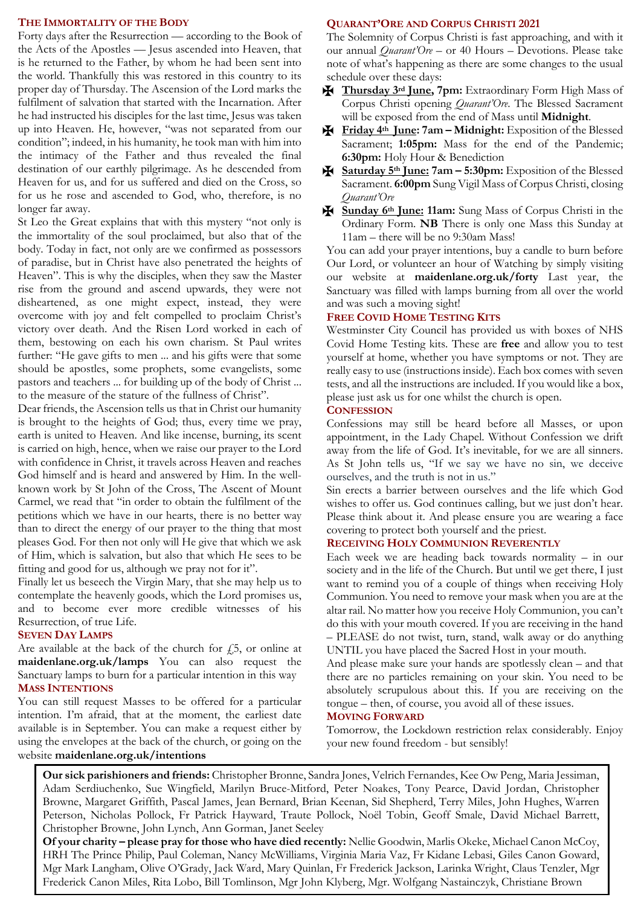## The Immortality of the Body

Forty days after the Resurrection — according to the Book of the Acts of the Apostles — Jesus ascended into Heaven, that is he returned to the Father, by whom he had been sent into the world. Thankfully this was restored in this country to its proper day of Thursday. The Ascension of the Lord marks the fulfilment of salvation that started with the Incarnation. After he had instructed his disciples for the last time, Jesus was taken up into Heaven. He, however, "was not separated from our condition"; indeed, in his humanity, he took man with him into the intimacy of the Father and thus revealed the final destination of our earthly pilgrimage. As he descended from Heaven for us, and for us suffered and died on the Cross, so for us he rose and ascended to God, who, therefore, is no longer far away.

St Leo the Great explains that with this mystery "not only is the immortality of the soul proclaimed, but also that of the body. Today in fact, not only are we confirmed as possessors of paradise, but in Christ have also penetrated the heights of Heaven". This is why the disciples, when they saw the Master rise from the ground and ascend upwards, they were not disheartened, as one might expect, instead, they were overcome with joy and felt compelled to proclaim Christ's victory over death. And the Risen Lord worked in each of them, bestowing on each his own charism. St Paul writes further: "He gave gifts to men ... and his gifts were that some should be apostles, some prophets, some evangelists, some pastors and teachers ... for building up of the body of Christ ... to the measure of the stature of the fullness of Christ".

Dear friends, the Ascension tells us that in Christ our humanity is brought to the heights of God; thus, every time we pray, earth is united to Heaven. And like incense, burning, its scent is carried on high, hence, when we raise our prayer to the Lord with confidence in Christ, it travels across Heaven and reaches God himself and is heard and answered by Him. In the well-known work by St John of the Cross, The Ascent of Mount Carmel, we read that "in order to obtain the fulfilment of the petitions which we have in our hearts, there is no better way than to direct the energy of our prayer to the thing that most pleases God. For then not only will He give that which we ask of Him, which is salvation, but also that which He sees to be fitting and good for us, although we pray not for it".

Finally let us beseech the Virgin Mary, that she may help us to contemplate the heavenly goods, which the Lord promises us, and to become ever more credible witnesses of his Resurrection, of true Life.

## Seven Day Lamps

Are available at the back of the church for £5, or online at **maidenlane.org.uk/lamps** You can also request the Sanctuary lamps to burn for a particular intention in this way

## Mass Intentions

You can still request Masses to be offered for a particular intention. I'm afraid, that at the moment, the earliest date available is in September. You can make a request either by using the envelopes at the back of the church, or going on the website **maidenlane.org.uk/intentions**

## Quarant'Ore and Corpus Christi 2021

The Solemnity of Corpus Christi is fast approaching, and with it our annual *Quarant'Ore* – or 40 Hours – Devotions. Please take note of what's happening as there are some changes to the usual schedule over these days:

- **Thursday 3rd June, 7pm:** Extraordinary Form High Mass of Corpus Christi opening *Quarant'Ore*. The Blessed Sacrament will be exposed from the end of Mass until **Midnight**.
- **Friday 4th June: 7am – Midnight:** Exposition of the Blessed Sacrament; **1:05pm:** Mass for the end of the Pandemic; **6:30pm:** Holy Hour & Benediction
- **Saturday 5th June: 7am – 5:30pm:** Exposition of the Blessed Sacrament. **6:00pm** Sung Vigil Mass of Corpus Christi, closing *Quarant'Ore*
- **Sunday 6th June: 11am:** Sung Mass of Corpus Christi in the Ordinary Form. **NB** There is only one Mass this Sunday at 11am – there will be no 9:30am Mass!

You can add your prayer intentions, buy a candle to burn before Our Lord, or volunteer an hour of Watching by simply visiting our website at **maidenlane.org.uk/forty** Last year, the Sanctuary was filled with lamps burning from all over the world and was such a moving sight!

## Free Covid Home Testing Kits

Westminster City Council has provided us with boxes of NHS Covid Home Testing kits. These are **free** and allow you to test yourself at home, whether you have symptoms or not. They are really easy to use (instructions inside). Each box comes with seven tests, and all the instructions are included. If you would like a box, please just ask us for one whilst the church is open.

## Confession

Confessions may still be heard before all Masses, or upon appointment, in the Lady Chapel. Without Confession we drift away from the life of God. It's inevitable, for we are all sinners. As St John tells us, "If we say we have no sin, we deceive ourselves, and the truth is not in us."

Sin erects a barrier between ourselves and the life which God wishes to offer us. God continues calling, but we just don't hear. Please think about it. And please ensure you are wearing a face covering to protect both yourself and the priest.

## Receiving Holy Communion Reverently

Each week we are heading back towards normality – in our society and in the life of the Church. But until we get there, I just want to remind you of a couple of things when receiving Holy Communion. You need to remove your mask when you are at the altar rail. No matter how you receive Holy Communion, you can't do this with your mouth covered. If you are receiving in the hand – PLEASE do not twist, turn, stand, walk away or do anything UNTIL you have placed the Sacred Host in your mouth.

And please make sure your hands are spotlessly clean – and that there are no particles remaining on your skin. You need to be absolutely scrupulous about this. If you are receiving on the tongue – then, of course, you avoid all of these issues.

## Moving Forward

Tomorrow, the Lockdown restriction relax considerably. Enjoy your new found freedom - but sensibly!

**Our sick parishioners and friends:** Christopher Bronne, Sandra Jones, Velrich Fernandes, Kee Ow Peng, Maria Jessiman, Adam Serdiuchenko, Sue Wingfield, Marilyn Bruce-Mitford, Peter Noakes, Tony Pearce, David Jordan, Christopher Browne, Margaret Griffith, Pascal James, Jean Bernard, Brian Keenan, Sid Shepherd, Terry Miles, John Hughes, Warren Peterson, Nicholas Pollock, Fr Patrick Hayward, Traute Pollock, Noël Tobin, Geoff Smale, David Michael Barrett, Christopher Browne, John Lynch, Ann Gorman, Janet Seeley

**Of your charity – please pray for those who have died recently:** Nellie Goodwin, Marlis Okeke, Michael Canon McCoy, HRH The Prince Philip, Paul Coleman, Nancy McWilliams, Virginia Maria Vaz, Fr Kidane Lebasi, Giles Canon Goward, Mgr Mark Langham, Olive O'Grady, Jack Ward, Mary Quinlan, Fr Frederick Jackson, Larinka Wright, Claus Tenzler, Mgr Frederick Canon Miles, Rita Lobo, Bill Tomlinson, Mgr John Klyberg, Mgr. Wolfgang Nastainczyk, Christiane Brown